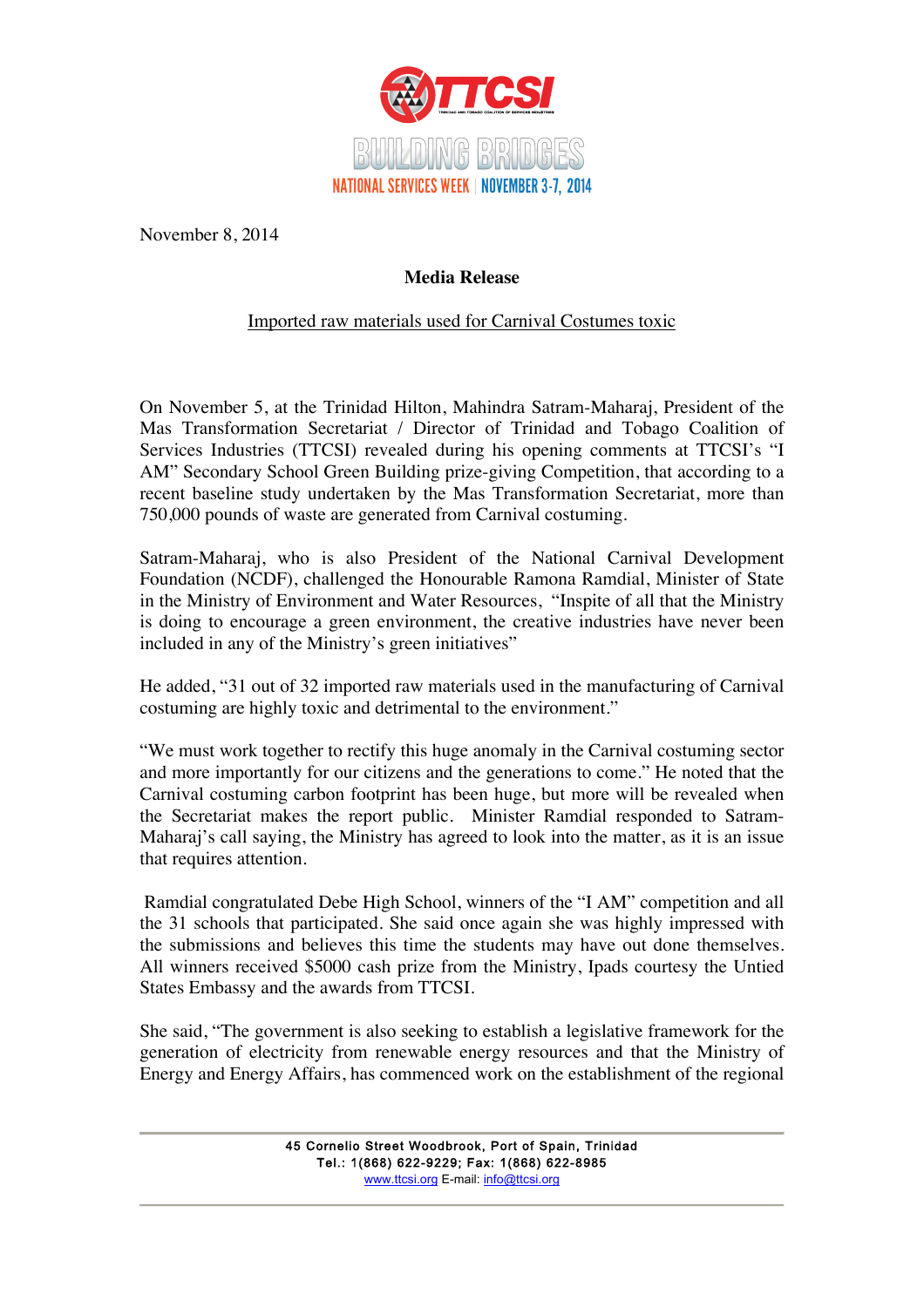TTCSI

BUILDING BRIDGES

NATIONAL SERVICES WEEK | NOVEMBER 3-7, 2014

November 8, 2014

**Media Release**

Imported raw materials used for Carnival Costumes toxic

On November 5, at the Trinidad Hilton, Mahindra Satram-Maharaj, President of the Mas Transformation Secretariat / Director of Trinidad and Tobago Coalition of Services Industries (TTCSI) revealed during his opening comments at TTCSI's "I AM" Secondary School Green Building prize-giving Competition, that according to a recent baseline study undertaken by the Mas Transformation Secretariat, more than 750,000 pounds of waste are generated from Carnival costuming.

Satram-Maharaj, who is also President of the National Carnival Development Foundation (NCDF), challenged the Honourable Ramona Ramdial, Minister of State in the Ministry of Environment and Water Resources, "Inspite of all that the Ministry is doing to encourage a green environment, the creative industries have never been included in any of the Ministry's green initiatives"

He added, "31 out of 32 imported raw materials used in the manufacturing of Carnival costuming are highly toxic and detrimental to the environment."

"We must work together to rectify this huge anomaly in the Carnival costuming sector and more importantly for our citizens and the generations to come." He noted that the Carnival costuming carbon footprint has been huge, but more will be revealed when the Secretariat makes the report public. Minister Ramdial responded to Satram-Maharaj's call saying, the Ministry has agreed to look into the matter, as it is an issue that requires attention.

Ramdial congratulated Debe High School, winners of the "I AM" competition and all the 31 schools that participated. She said once again she was highly impressed with the submissions and believes this time the students may have out done themselves. All winners received $5000 cash prize from the Ministry, Ipads courtesy the Untied States Embassy and the awards from TTCSI.

She said, "The government is also seeking to establish a legislative framework for the generation of electricity from renewable energy resources and that the Ministry of Energy and Energy Affairs, has commenced work on the establishment of the regional

45 Cornelio Street Woodbrook, Port of Spain, Trinidad
Tel.: 1(868) 622-9229; Fax: 1(868) 622-8985
www.ttcsi.org E-mail: info@ttcsi.org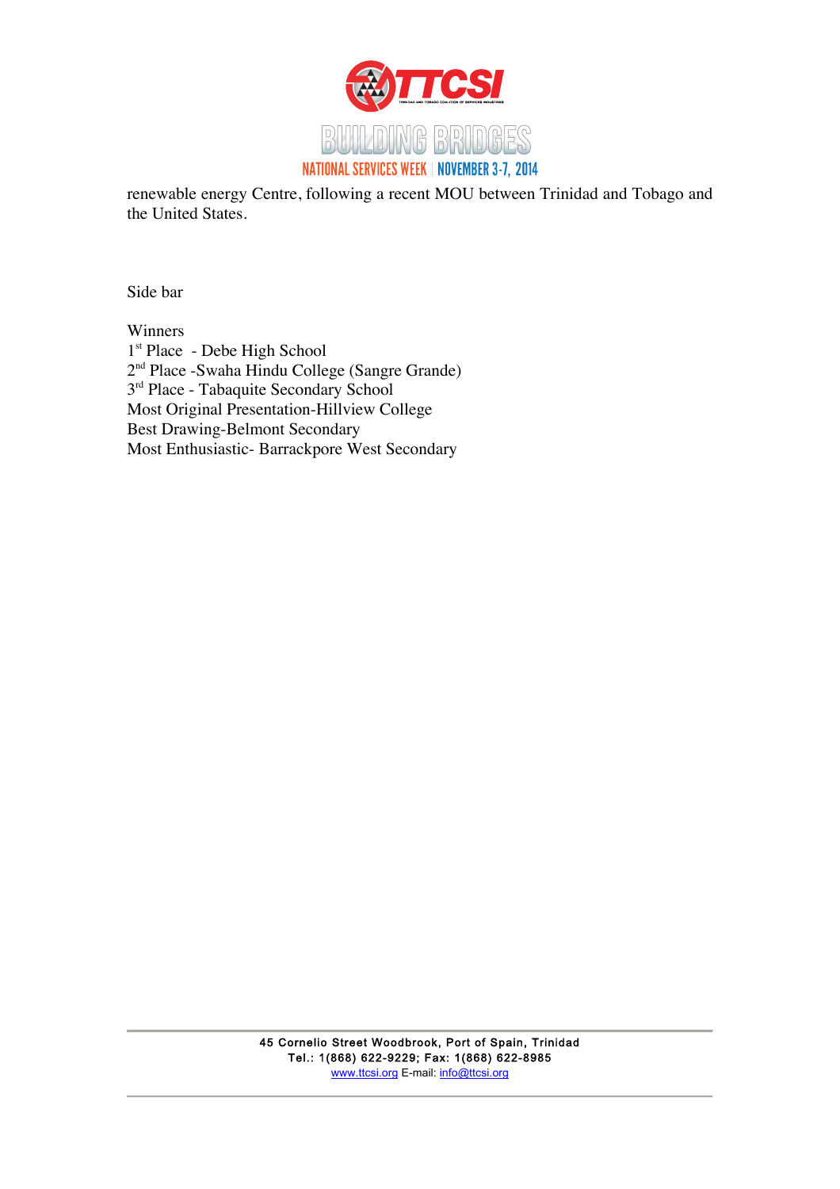renewable energy Centre, following a recent MOU between Trinidad and Tobago and the United States.

Side bar

Winners
1st Place - Debe High School
2nd Place -Swaha Hindu College (Sangre Grande)
3rd Place - Tabaquite Secondary School
Most Original Presentation-Hillview College
Best Drawing-Belmont Secondary
Most Enthusiastic- Barrackpore West Secondary